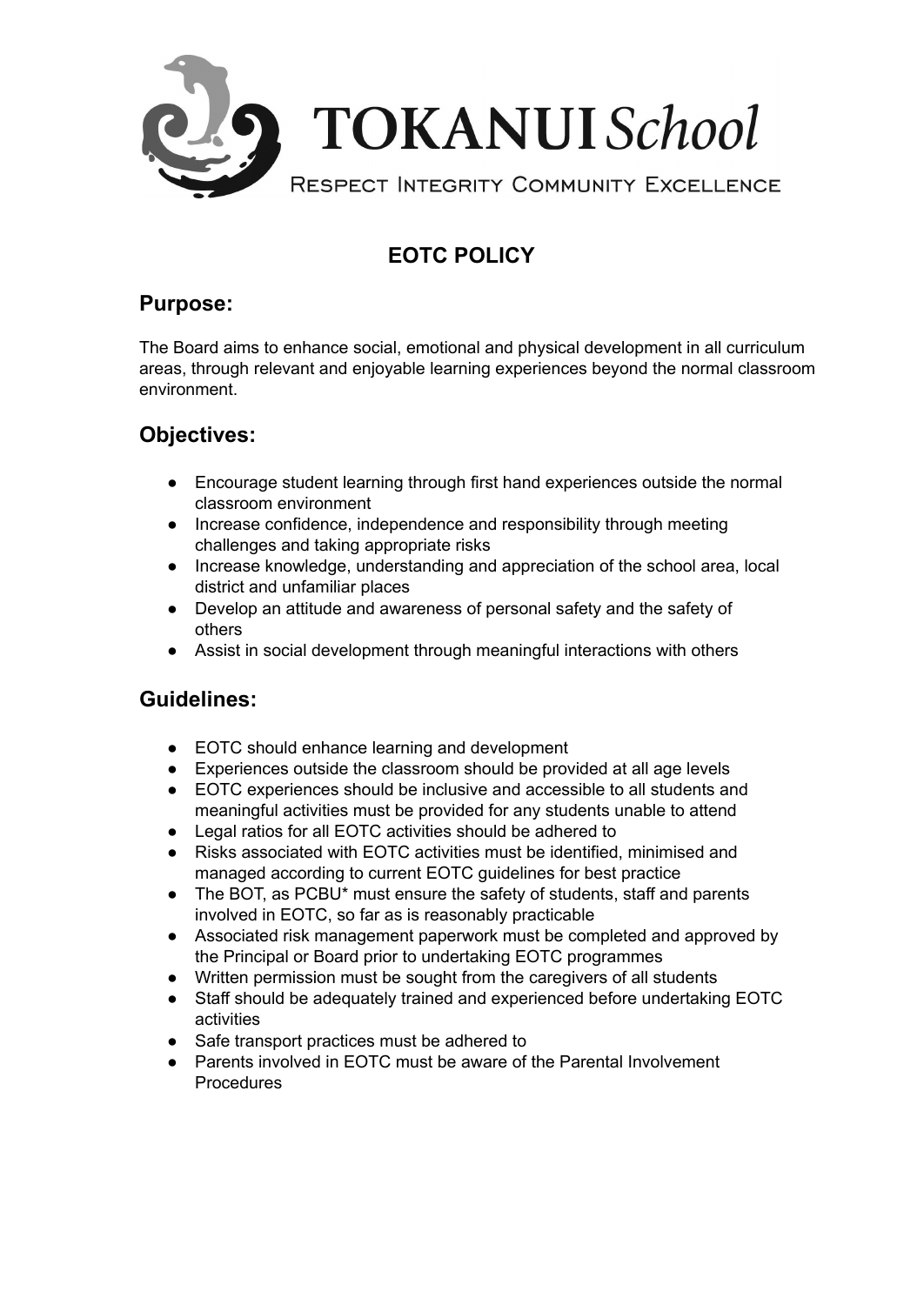# TOKANUI School

RESPECT INTEGRITY COMMUNITY EXCELLENCE

## EOTC POLICY

### Purpose:

The Board aims to enhance social, emotional and physical development in all curriculum areas, through relevant and enjoyable learning experiences beyond the normal classroom environment.

### Objectives:

- Encourage student learning through first hand experiences outside the normal classroom environment
- Increase confidence, independence and responsibility through meeting challenges and taking appropriate risks
- Increase knowledge, understanding and appreciation of the school area, local district and unfamiliar places
- Develop an attitude and awareness of personal safety and the safety of others
- Assist in social development through meaningful interactions with others

### Guidelines:

- EOTC should enhance learning and development
- Experiences outside the classroom should be provided at all age levels
- EOTC experiences should be inclusive and accessible to all students and meaningful activities must be provided for any students unable to attend
- Legal ratios for all EOTC activities should be adhered to
- Risks associated with EOTC activities must be identified, minimised and managed according to current EOTC guidelines for best practice
- The BOT, as PCBU* must ensure the safety of students, staff and parents involved in EOTC, so far as is reasonably practicable
- Associated risk management paperwork must be completed and approved by the Principal or Board prior to undertaking EOTC programmes
- Written permission must be sought from the caregivers of all students
- Staff should be adequately trained and experienced before undertaking EOTC activities
- Safe transport practices must be adhered to
- Parents involved in EOTC must be aware of the Parental Involvement Procedures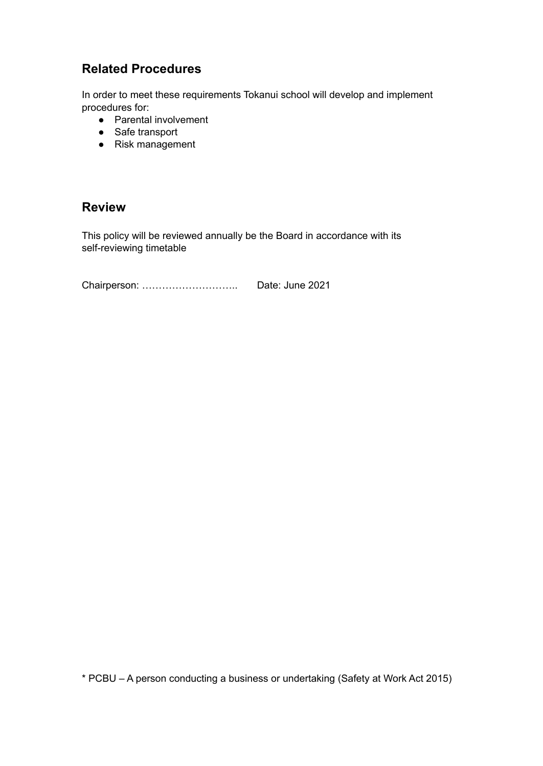## Related Procedures

In order to meet these requirements Tokanui school will develop and implement procedures for:

- Parental involvement
- Safe transport
- Risk management

## Review

This policy will be reviewed annually be the Board in accordance with its self-reviewing timetable

Chairperson: ……………………….. Date: June 2021

* PCBU – A person conducting a business or undertaking (Safety at Work Act 2015)